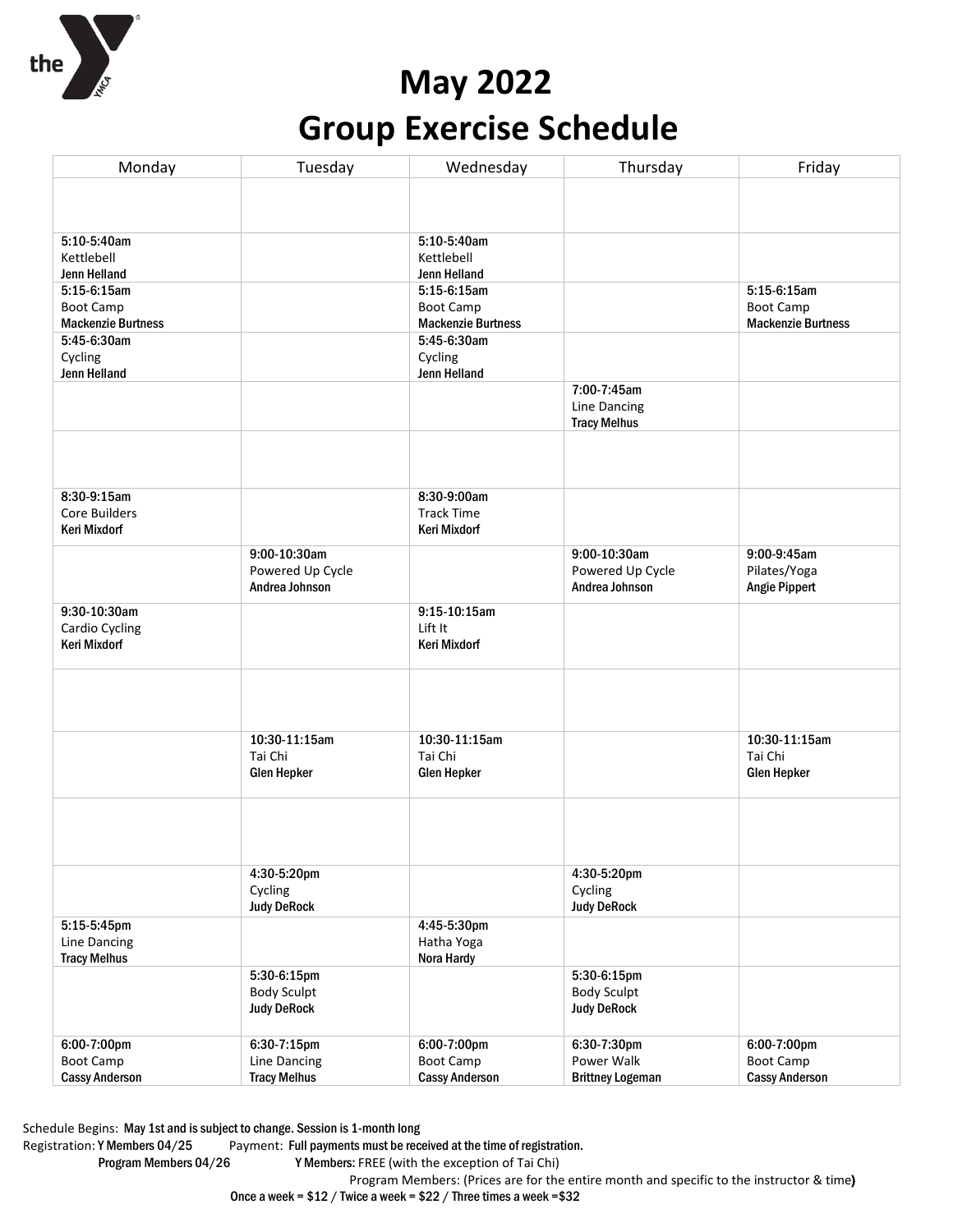# May 2022
# Group Exercise Schedule

| Monday | Tuesday | Wednesday | Thursday | Friday |
|---|---|---|---|---|
| | | | | |
| 5:10-5:40am<br>Kettlebell<br>**Jenn Helland** | | 5:10-5:40am<br>Kettlebell<br>**Jenn Helland** | | |
| 5:15-6:15am<br>Boot Camp<br>**Mackenzie Burtness** | | 5:15-6:15am<br>Boot Camp<br>**Mackenzie Burtness** | | 5:15-6:15am<br>Boot Camp<br>**Mackenzie Burtness** |
| 5:45-6:30am<br>Cycling<br>**Jenn Helland** | | 5:45-6:30am<br>Cycling<br>**Jenn Helland** | | |
| | | | 7:00-7:45am<br>Line Dancing<br>**Tracy Melhus** | |
| | | | | |
| 8:30-9:15am<br>Core Builders<br>**Keri Mixdorf** | | 8:30-9:00am<br>Track Time<br>**Keri Mixdorf** | | |
| | 9:00-10:30am<br>Powered Up Cycle<br>**Andrea Johnson** | | 9:00-10:30am<br>Powered Up Cycle<br>**Andrea Johnson** | 9:00-9:45am<br>Pilates/Yoga<br>**Angie Pippert** |
| 9:30-10:30am<br>Cardio Cycling<br>**Keri Mixdorf** | | 9:15-10:15am<br>Lift It<br>**Keri Mixdorf** | | |
| | | | | |
| | 10:30-11:15am<br>Tai Chi<br>**Glen Hepker** | 10:30-11:15am<br>Tai Chi<br>**Glen Hepker** | | 10:30-11:15am<br>Tai Chi<br>**Glen Hepker** |
| | | | | |
| | 4:30-5:20pm<br>Cycling<br>**Judy DeRock** | | 4:30-5:20pm<br>Cycling<br>**Judy DeRock** | |
| 5:15-5:45pm<br>Line Dancing<br>**Tracy Melhus** | | 4:45-5:30pm<br>Hatha Yoga<br>**Nora Hardy** | | |
| | 5:30-6:15pm<br>Body Sculpt<br>**Judy DeRock** | | 5:30-6:15pm<br>Body Sculpt<br>**Judy DeRock** | |
| 6:00-7:00pm<br>Boot Camp<br>**Cassy Anderson** | 6:30-7:15pm<br>Line Dancing<br>**Tracy Melhus** | 6:00-7:00pm<br>Boot Camp<br>**Cassy Anderson** | 6:30-7:30pm<br>Power Walk<br>**Brittney Logeman** | 6:00-7:00pm<br>Boot Camp<br>**Cassy Anderson** |

Schedule Begins: **May 1st and is subject to change. Session is 1-month long**

Registration: **Y Members 04/25**
**Program Members 04/26**

Payment: **Full payments must be received at the time of registration.**
**Y Members:** FREE (with the exception of Tai Chi)
Program Members: (Prices are for the entire month and specific to the instructor & time)
**Once a week = $12 / Twice a week = $22 / Three times a week =$32**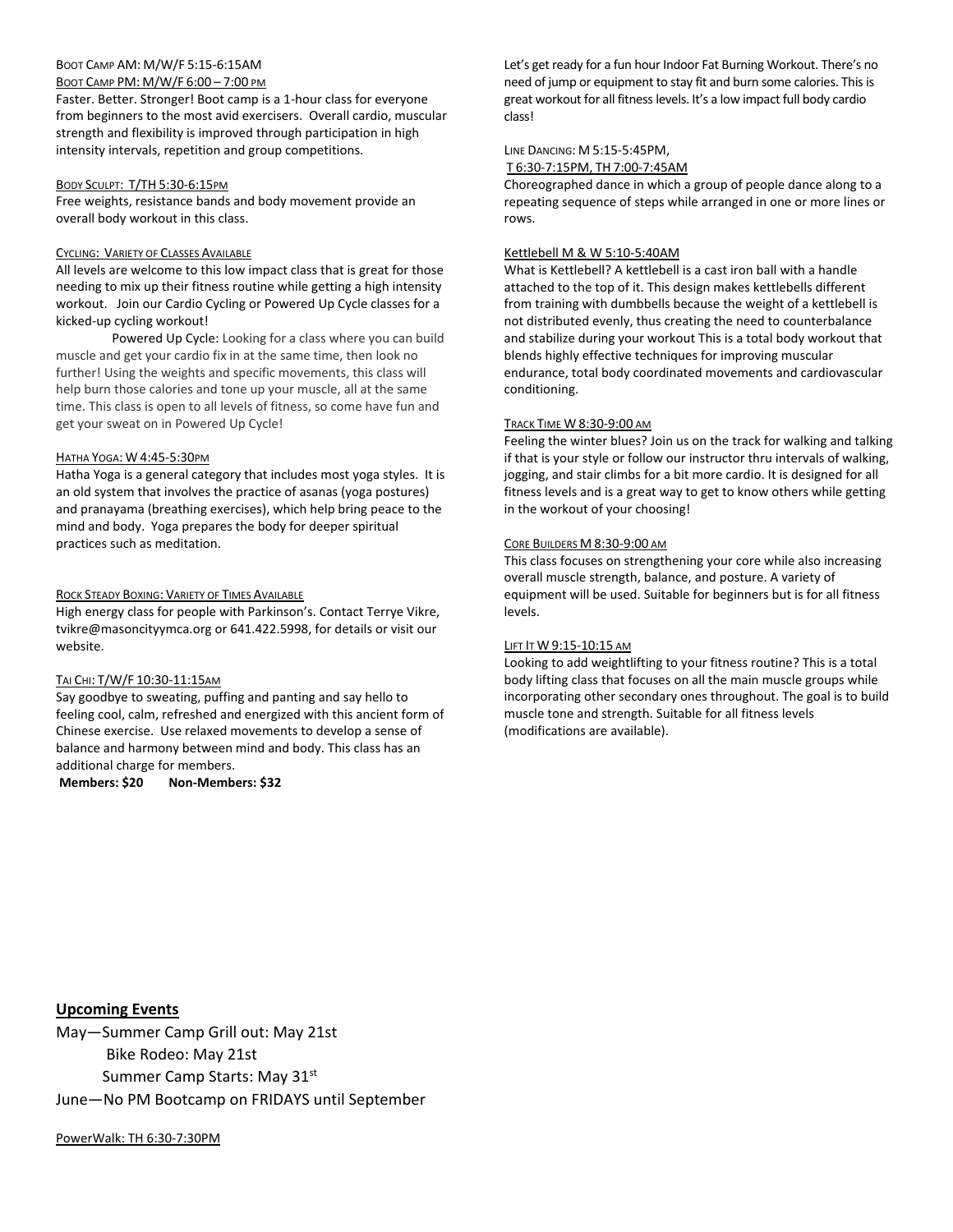BOOT CAMP AM: M/W/F 5:15-6:15AM
BOOT CAMP PM: M/W/F 6:00 – 7:00 PM

Faster. Better. Stronger! Boot camp is a 1-hour class for everyone from beginners to the most avid exercisers. Overall cardio, muscular strength and flexibility is improved through participation in high intensity intervals, repetition and group competitions.

BODY SCULPT: T/TH 5:30-6:15PM

Free weights, resistance bands and body movement provide an overall body workout in this class.

CYCLING: VARIETY OF CLASSES AVAILABLE

All levels are welcome to this low impact class that is great for those needing to mix up their fitness routine while getting a high intensity workout. Join our Cardio Cycling or Powered Up Cycle classes for a kicked-up cycling workout!

Powered Up Cycle: Looking for a class where you can build muscle and get your cardio fix in at the same time, then look no further! Using the weights and specific movements, this class will help burn those calories and tone up your muscle, all at the same time. This class is open to all levels of fitness, so come have fun and get your sweat on in Powered Up Cycle!

HATHA YOGA: W 4:45-5:30PM

Hatha Yoga is a general category that includes most yoga styles. It is an old system that involves the practice of asanas (yoga postures) and pranayama (breathing exercises), which help bring peace to the mind and body. Yoga prepares the body for deeper spiritual practices such as meditation.

ROCK STEADY BOXING: VARIETY OF TIMES AVAILABLE

High energy class for people with Parkinson's. Contact Terrye Vikre, tvikre@masoncityymca.org or 641.422.5998, for details or visit our website.

TAI CHI: T/W/F 10:30-11:15AM

Say goodbye to sweating, puffing and panting and say hello to feeling cool, calm, refreshed and energized with this ancient form of Chinese exercise. Use relaxed movements to develop a sense of balance and harmony between mind and body. This class has an additional charge for members.

**Members: $20 Non-Members: $32**

Let's get ready for a fun hour Indoor Fat Burning Workout. There's no need of jump or equipment to stay fit and burn some calories. This is great workout for all fitness levels. It's a low impact full body cardio class!

LINE DANCING: M 5:15-5:45PM,
T 6:30-7:15PM, TH 7:00-7:45AM

Choreographed dance in which a group of people dance along to a repeating sequence of steps while arranged in one or more lines or rows.

Kettlebell M & W 5:10-5:40AM

What is Kettlebell? A kettlebell is a cast iron ball with a handle attached to the top of it. This design makes kettlebells different from training with dumbbells because the weight of a kettlebell is not distributed evenly, thus creating the need to counterbalance and stabilize during your workout This is a total body workout that blends highly effective techniques for improving muscular endurance, total body coordinated movements and cardiovascular conditioning.

TRACK TIME W 8:30-9:00 AM

Feeling the winter blues? Join us on the track for walking and talking if that is your style or follow our instructor thru intervals of walking, jogging, and stair climbs for a bit more cardio. It is designed for all fitness levels and is a great way to get to know others while getting in the workout of your choosing!

CORE BUILDERS M 8:30-9:00 AM

This class focuses on strengthening your core while also increasing overall muscle strength, balance, and posture. A variety of equipment will be used. Suitable for beginners but is for all fitness levels.

LIFT IT W 9:15-10:15 AM

Looking to add weightlifting to your fitness routine? This is a total body lifting class that focuses on all the main muscle groups while incorporating other secondary ones throughout. The goal is to build muscle tone and strength. Suitable for all fitness levels (modifications are available).

**Upcoming Events**

May—Summer Camp Grill out: May 21st
Bike Rodeo: May 21st
Summer Camp Starts: May 31st

June—No PM Bootcamp on FRIDAYS until September

PowerWalk: TH 6:30-7:30PM